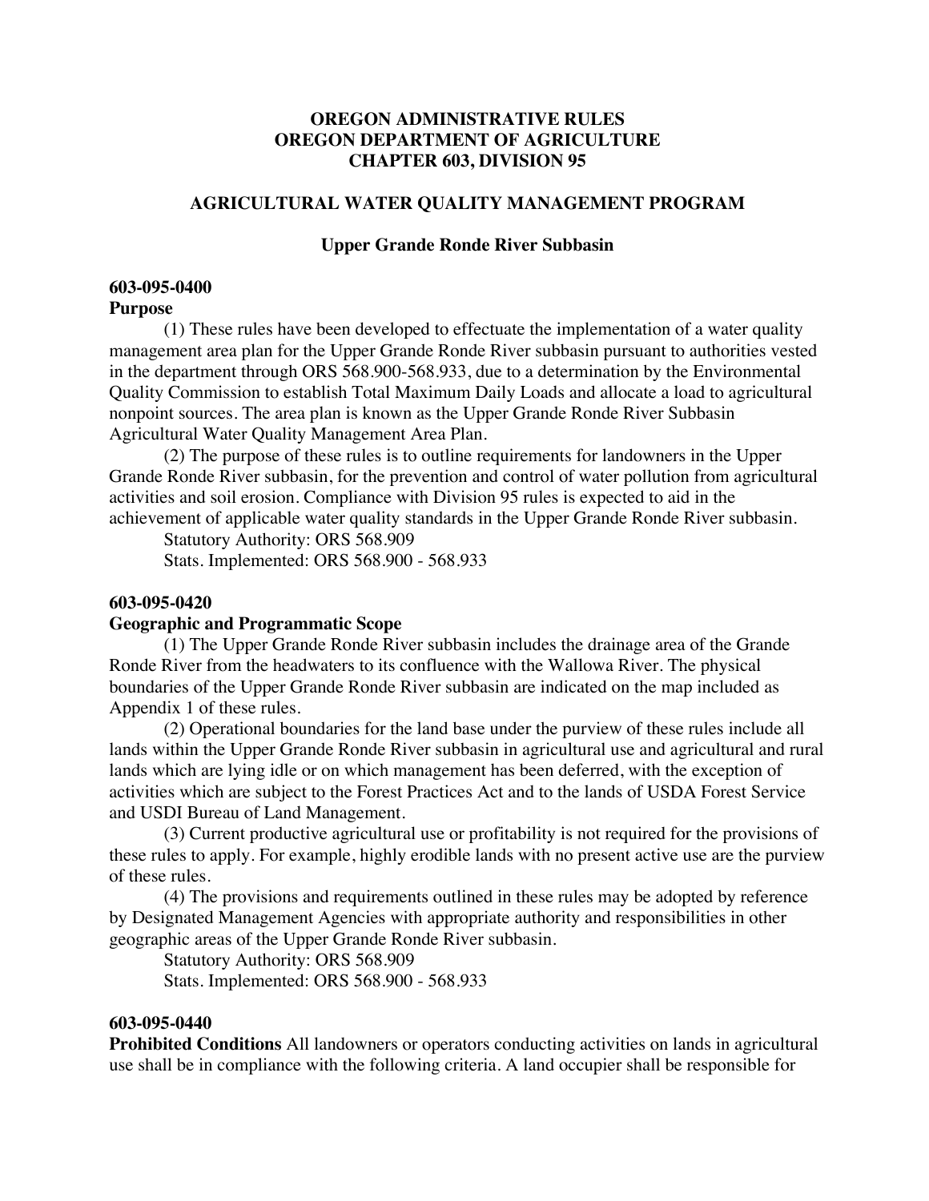# OREGON ADMINISTRATIVE RULES
# OREGON DEPARTMENT OF AGRICULTURE
# CHAPTER 603, DIVISION 95

## AGRICULTURAL WATER QUALITY MANAGEMENT PROGRAM

### Upper Grande Ronde River Subbasin

**603-095-0400**
**Purpose**

(1) These rules have been developed to effectuate the implementation of a water quality management area plan for the Upper Grande Ronde River subbasin pursuant to authorities vested in the department through ORS 568.900-568.933, due to a determination by the Environmental Quality Commission to establish Total Maximum Daily Loads and allocate a load to agricultural nonpoint sources. The area plan is known as the Upper Grande Ronde River Subbasin Agricultural Water Quality Management Area Plan.

(2) The purpose of these rules is to outline requirements for landowners in the Upper Grande Ronde River subbasin, for the prevention and control of water pollution from agricultural activities and soil erosion. Compliance with Division 95 rules is expected to aid in the achievement of applicable water quality standards in the Upper Grande Ronde River subbasin.

Statutory Authority: ORS 568.909
Stats. Implemented: ORS 568.900 - 568.933

**603-095-0420**
**Geographic and Programmatic Scope**

(1) The Upper Grande Ronde River subbasin includes the drainage area of the Grande Ronde River from the headwaters to its confluence with the Wallowa River. The physical boundaries of the Upper Grande Ronde River subbasin are indicated on the map included as Appendix 1 of these rules.

(2) Operational boundaries for the land base under the purview of these rules include all lands within the Upper Grande Ronde River subbasin in agricultural use and agricultural and rural lands which are lying idle or on which management has been deferred, with the exception of activities which are subject to the Forest Practices Act and to the lands of USDA Forest Service and USDI Bureau of Land Management.

(3) Current productive agricultural use or profitability is not required for the provisions of these rules to apply. For example, highly erodible lands with no present active use are the purview of these rules.

(4) The provisions and requirements outlined in these rules may be adopted by reference by Designated Management Agencies with appropriate authority and responsibilities in other geographic areas of the Upper Grande Ronde River subbasin.

Statutory Authority: ORS 568.909
Stats. Implemented: ORS 568.900 - 568.933

**603-095-0440**
**Prohibited Conditions** All landowners or operators conducting activities on lands in agricultural use shall be in compliance with the following criteria. A land occupier shall be responsible for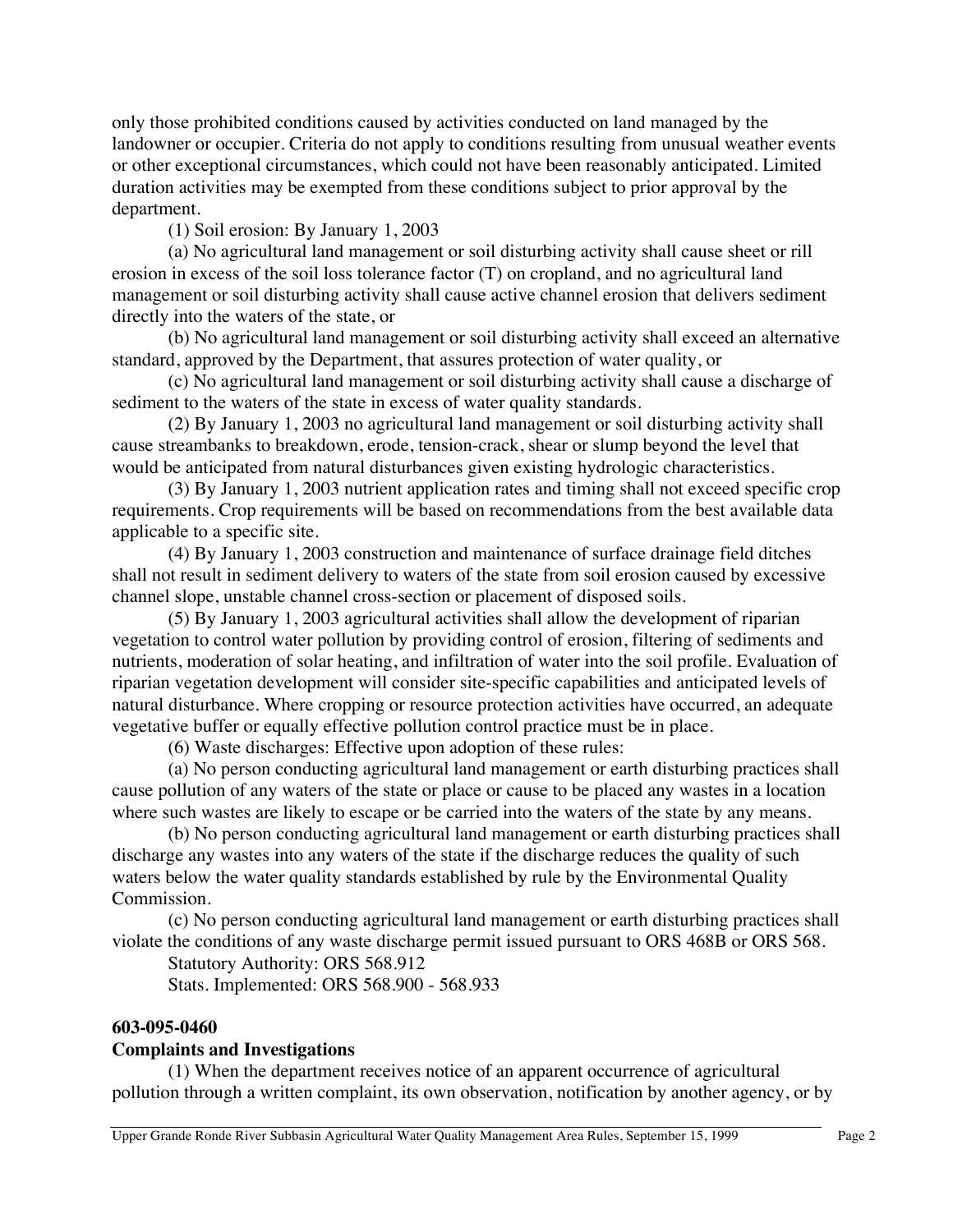only those prohibited conditions caused by activities conducted on land managed by the landowner or occupier. Criteria do not apply to conditions resulting from unusual weather events or other exceptional circumstances, which could not have been reasonably anticipated. Limited duration activities may be exempted from these conditions subject to prior approval by the department.

(1) Soil erosion: By January 1, 2003

(a) No agricultural land management or soil disturbing activity shall cause sheet or rill erosion in excess of the soil loss tolerance factor (T) on cropland, and no agricultural land management or soil disturbing activity shall cause active channel erosion that delivers sediment directly into the waters of the state, or

(b) No agricultural land management or soil disturbing activity shall exceed an alternative standard, approved by the Department, that assures protection of water quality, or

(c) No agricultural land management or soil disturbing activity shall cause a discharge of sediment to the waters of the state in excess of water quality standards.

(2) By January 1, 2003 no agricultural land management or soil disturbing activity shall cause streambanks to breakdown, erode, tension-crack, shear or slump beyond the level that would be anticipated from natural disturbances given existing hydrologic characteristics.

(3) By January 1, 2003 nutrient application rates and timing shall not exceed specific crop requirements. Crop requirements will be based on recommendations from the best available data applicable to a specific site.

(4) By January 1, 2003 construction and maintenance of surface drainage field ditches shall not result in sediment delivery to waters of the state from soil erosion caused by excessive channel slope, unstable channel cross-section or placement of disposed soils.

(5) By January 1, 2003 agricultural activities shall allow the development of riparian vegetation to control water pollution by providing control of erosion, filtering of sediments and nutrients, moderation of solar heating, and infiltration of water into the soil profile. Evaluation of riparian vegetation development will consider site-specific capabilities and anticipated levels of natural disturbance. Where cropping or resource protection activities have occurred, an adequate vegetative buffer or equally effective pollution control practice must be in place.

(6) Waste discharges: Effective upon adoption of these rules:

(a) No person conducting agricultural land management or earth disturbing practices shall cause pollution of any waters of the state or place or cause to be placed any wastes in a location where such wastes are likely to escape or be carried into the waters of the state by any means.

(b) No person conducting agricultural land management or earth disturbing practices shall discharge any wastes into any waters of the state if the discharge reduces the quality of such waters below the water quality standards established by rule by the Environmental Quality Commission.

(c) No person conducting agricultural land management or earth disturbing practices shall violate the conditions of any waste discharge permit issued pursuant to ORS 468B or ORS 568.

Statutory Authority: ORS 568.912

Stats. Implemented: ORS 568.900 - 568.933

**603-095-0460**

**Complaints and Investigations**

(1) When the department receives notice of an apparent occurrence of agricultural pollution through a written complaint, its own observation, notification by another agency, or by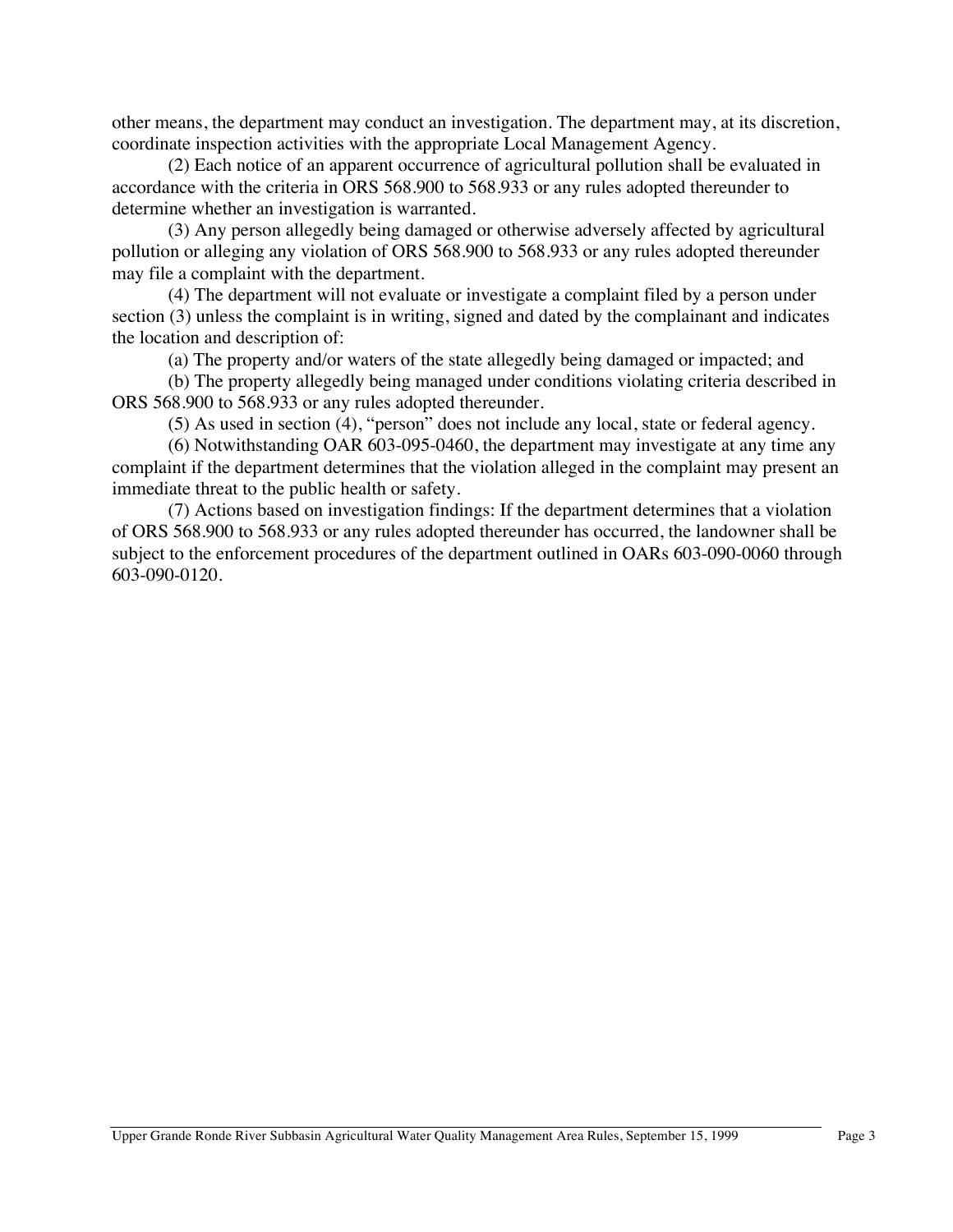other means, the department may conduct an investigation. The department may, at its discretion, coordinate inspection activities with the appropriate Local Management Agency.

(2) Each notice of an apparent occurrence of agricultural pollution shall be evaluated in accordance with the criteria in ORS 568.900 to 568.933 or any rules adopted thereunder to determine whether an investigation is warranted.

(3) Any person allegedly being damaged or otherwise adversely affected by agricultural pollution or alleging any violation of ORS 568.900 to 568.933 or any rules adopted thereunder may file a complaint with the department.

(4) The department will not evaluate or investigate a complaint filed by a person under section (3) unless the complaint is in writing, signed and dated by the complainant and indicates the location and description of:

(a) The property and/or waters of the state allegedly being damaged or impacted; and

(b) The property allegedly being managed under conditions violating criteria described in ORS 568.900 to 568.933 or any rules adopted thereunder.

(5) As used in section (4), "person" does not include any local, state or federal agency.

(6) Notwithstanding OAR 603-095-0460, the department may investigate at any time any complaint if the department determines that the violation alleged in the complaint may present an immediate threat to the public health or safety.

(7) Actions based on investigation findings: If the department determines that a violation of ORS 568.900 to 568.933 or any rules adopted thereunder has occurred, the landowner shall be subject to the enforcement procedures of the department outlined in OARs 603-090-0060 through 603-090-0120.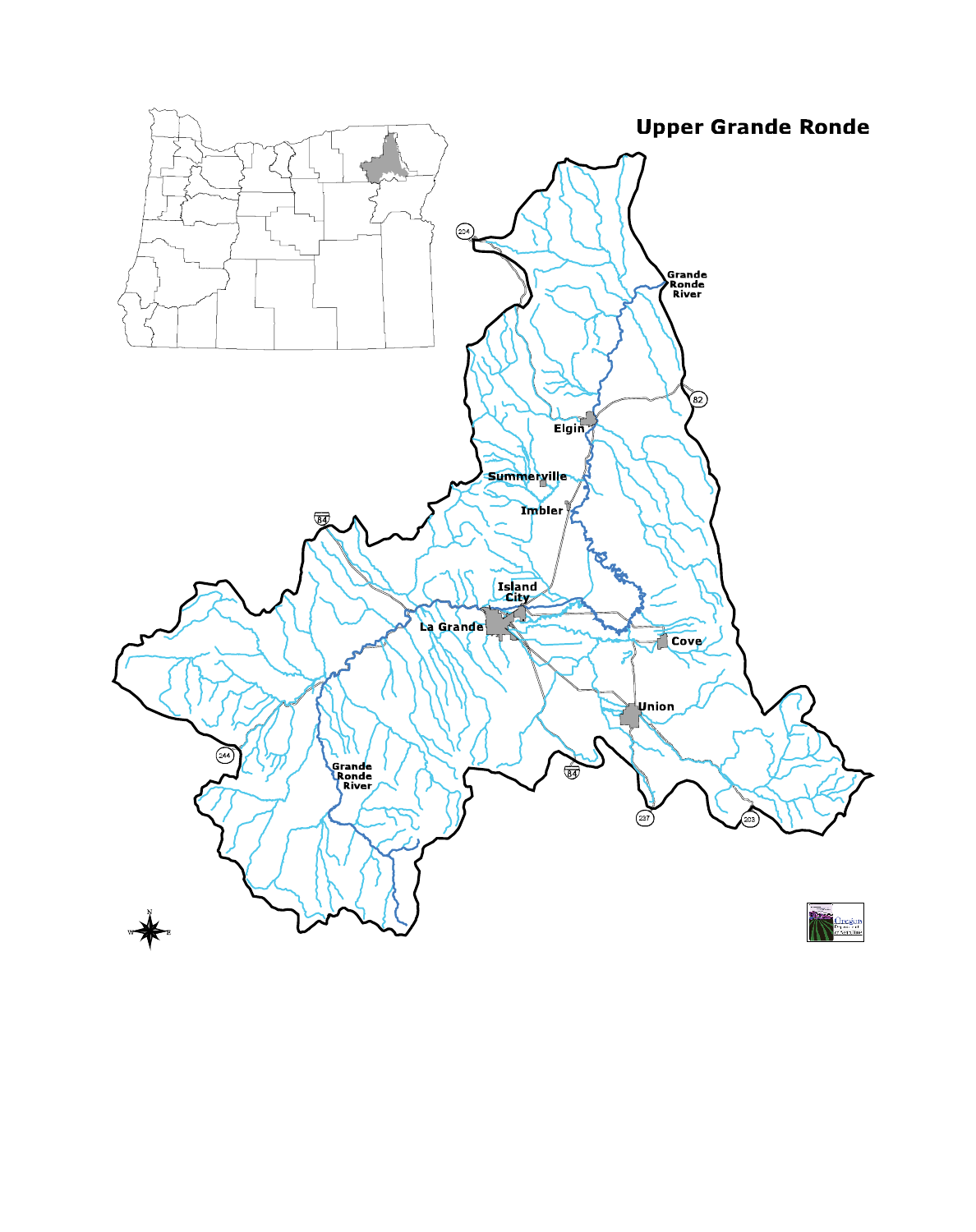# Upper Grande Ronde

Grande Ronde River

Elgin

Summerville

Imbler

Island City

La Grande

Cove

Union

Grande Ronde River

204

82

84

244

84

237

203